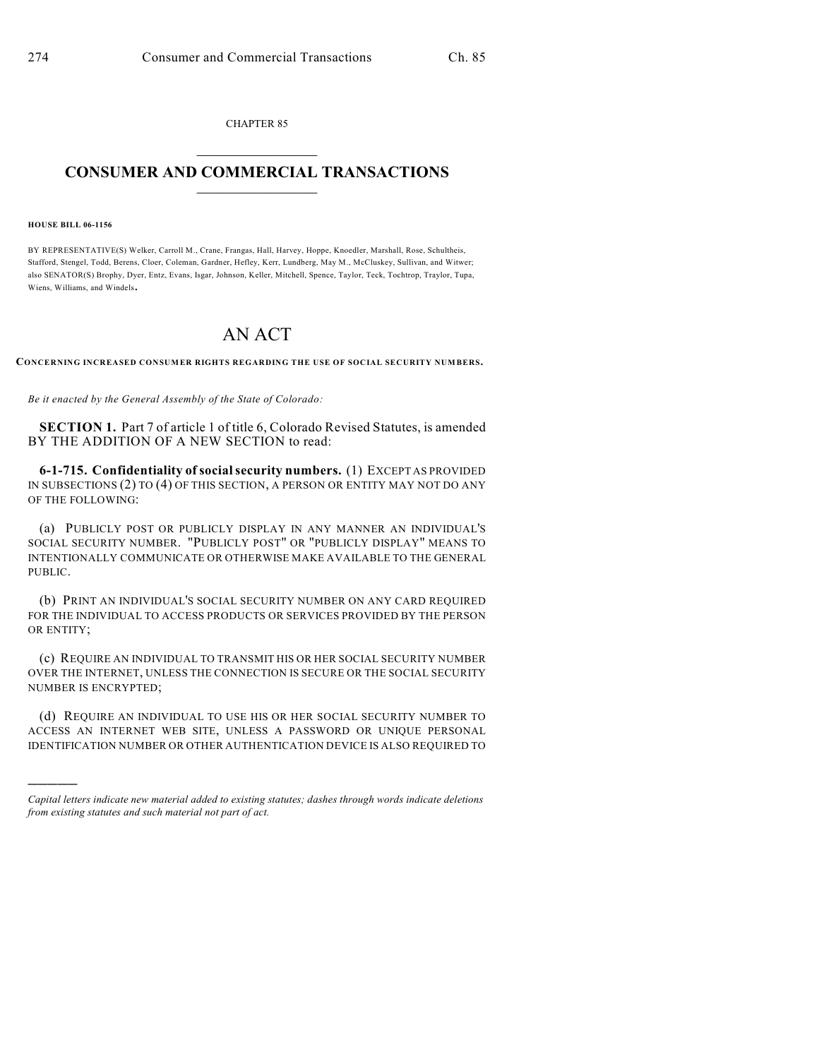CHAPTER 85

# CONSUMER AND COMMERCIAL TRANSACTIONS

**HOUSE BILL 06-1156**

BY REPRESENTATIVE(S) Welker, Carroll M., Crane, Frangas, Hall, Harvey, Hoppe, Knoedler, Marshall, Rose, Schultheis, Stafford, Stengel, Todd, Berens, Cloer, Coleman, Gardner, Hefley, Kerr, Lundberg, May M., McCluskey, Sullivan, and Witwer; also SENATOR(S) Brophy, Dyer, Entz, Evans, Isgar, Johnson, Keller, Mitchell, Spence, Taylor, Teck, Tochtrop, Traylor, Tupa, Wiens, Williams, and Windels.

# AN ACT

**CONCERNING INCREASED CONSUMER RIGHTS REGARDING THE USE OF SOCIAL SECURITY NUMBERS.**

*Be it enacted by the General Assembly of the State of Colorado:*

**SECTION 1.** Part 7 of article 1 of title 6, Colorado Revised Statutes, is amended BY THE ADDITION OF A NEW SECTION to read:

**6-1-715. Confidentiality of social security numbers.** (1) EXCEPT AS PROVIDED IN SUBSECTIONS (2) TO (4) OF THIS SECTION, A PERSON OR ENTITY MAY NOT DO ANY OF THE FOLLOWING:

(a) PUBLICLY POST OR PUBLICLY DISPLAY IN ANY MANNER AN INDIVIDUAL'S SOCIAL SECURITY NUMBER. "PUBLICLY POST" OR "PUBLICLY DISPLAY" MEANS TO INTENTIONALLY COMMUNICATE OR OTHERWISE MAKE AVAILABLE TO THE GENERAL PUBLIC.

(b) PRINT AN INDIVIDUAL'S SOCIAL SECURITY NUMBER ON ANY CARD REQUIRED FOR THE INDIVIDUAL TO ACCESS PRODUCTS OR SERVICES PROVIDED BY THE PERSON OR ENTITY;

(c) REQUIRE AN INDIVIDUAL TO TRANSMIT HIS OR HER SOCIAL SECURITY NUMBER OVER THE INTERNET, UNLESS THE CONNECTION IS SECURE OR THE SOCIAL SECURITY NUMBER IS ENCRYPTED;

(d) REQUIRE AN INDIVIDUAL TO USE HIS OR HER SOCIAL SECURITY NUMBER TO ACCESS AN INTERNET WEB SITE, UNLESS A PASSWORD OR UNIQUE PERSONAL IDENTIFICATION NUMBER OR OTHER AUTHENTICATION DEVICE IS ALSO REQUIRED TO

---

*Capital letters indicate new material added to existing statutes; dashes through words indicate deletions from existing statutes and such material not part of act.*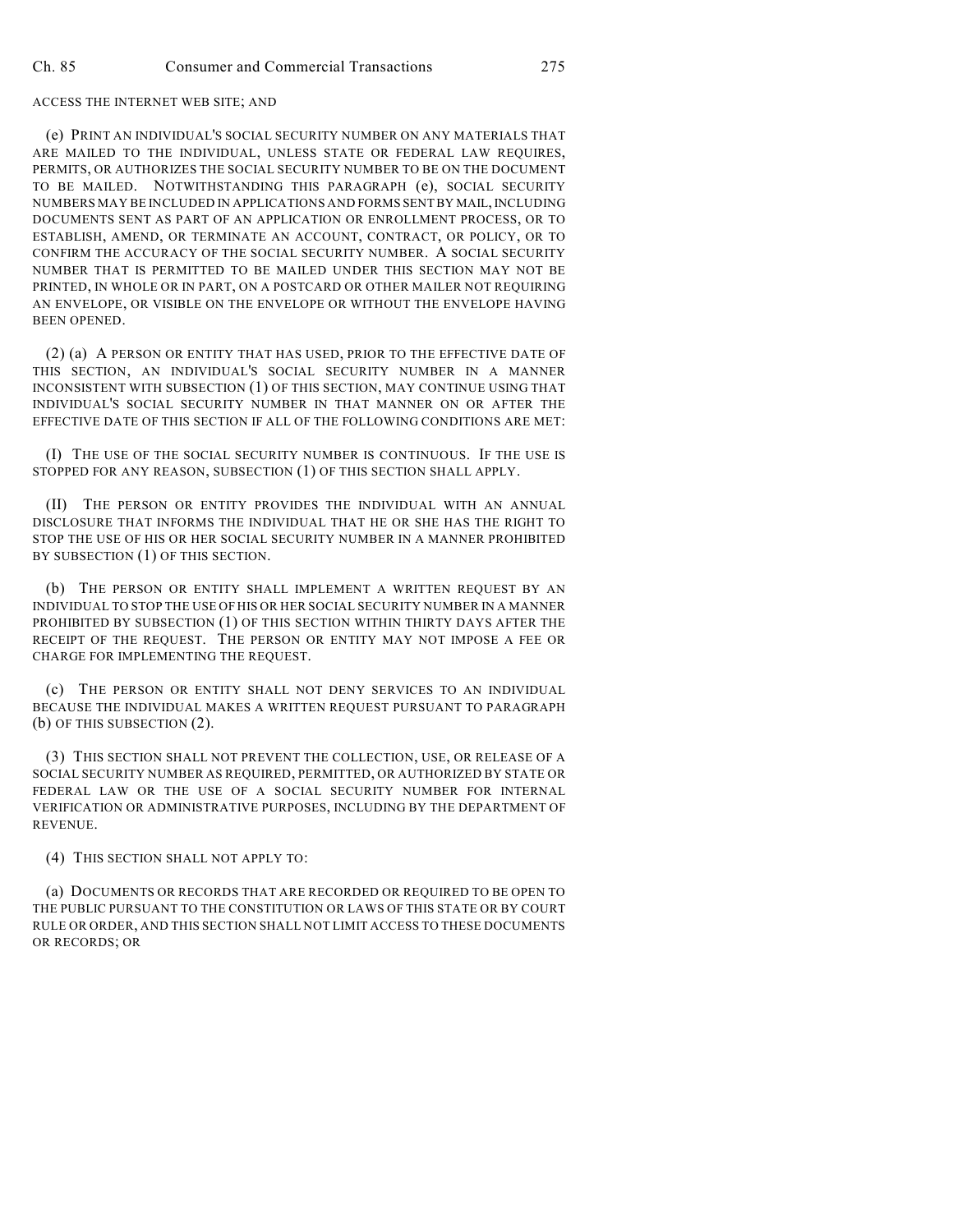ACCESS THE INTERNET WEB SITE; AND

(e) PRINT AN INDIVIDUAL'S SOCIAL SECURITY NUMBER ON ANY MATERIALS THAT ARE MAILED TO THE INDIVIDUAL, UNLESS STATE OR FEDERAL LAW REQUIRES, PERMITS, OR AUTHORIZES THE SOCIAL SECURITY NUMBER TO BE ON THE DOCUMENT TO BE MAILED. NOTWITHSTANDING THIS PARAGRAPH (e), SOCIAL SECURITY NUMBERS MAY BE INCLUDED IN APPLICATIONS AND FORMS SENT BY MAIL, INCLUDING DOCUMENTS SENT AS PART OF AN APPLICATION OR ENROLLMENT PROCESS, OR TO ESTABLISH, AMEND, OR TERMINATE AN ACCOUNT, CONTRACT, OR POLICY, OR TO CONFIRM THE ACCURACY OF THE SOCIAL SECURITY NUMBER. A SOCIAL SECURITY NUMBER THAT IS PERMITTED TO BE MAILED UNDER THIS SECTION MAY NOT BE PRINTED, IN WHOLE OR IN PART, ON A POSTCARD OR OTHER MAILER NOT REQUIRING AN ENVELOPE, OR VISIBLE ON THE ENVELOPE OR WITHOUT THE ENVELOPE HAVING BEEN OPENED.

(2) (a) A PERSON OR ENTITY THAT HAS USED, PRIOR TO THE EFFECTIVE DATE OF THIS SECTION, AN INDIVIDUAL'S SOCIAL SECURITY NUMBER IN A MANNER INCONSISTENT WITH SUBSECTION (1) OF THIS SECTION, MAY CONTINUE USING THAT INDIVIDUAL'S SOCIAL SECURITY NUMBER IN THAT MANNER ON OR AFTER THE EFFECTIVE DATE OF THIS SECTION IF ALL OF THE FOLLOWING CONDITIONS ARE MET:

(I) THE USE OF THE SOCIAL SECURITY NUMBER IS CONTINUOUS. IF THE USE IS STOPPED FOR ANY REASON, SUBSECTION (1) OF THIS SECTION SHALL APPLY.

(II) THE PERSON OR ENTITY PROVIDES THE INDIVIDUAL WITH AN ANNUAL DISCLOSURE THAT INFORMS THE INDIVIDUAL THAT HE OR SHE HAS THE RIGHT TO STOP THE USE OF HIS OR HER SOCIAL SECURITY NUMBER IN A MANNER PROHIBITED BY SUBSECTION (1) OF THIS SECTION.

(b) THE PERSON OR ENTITY SHALL IMPLEMENT A WRITTEN REQUEST BY AN INDIVIDUAL TO STOP THE USE OF HIS OR HER SOCIAL SECURITY NUMBER IN A MANNER PROHIBITED BY SUBSECTION (1) OF THIS SECTION WITHIN THIRTY DAYS AFTER THE RECEIPT OF THE REQUEST. THE PERSON OR ENTITY MAY NOT IMPOSE A FEE OR CHARGE FOR IMPLEMENTING THE REQUEST.

(c) THE PERSON OR ENTITY SHALL NOT DENY SERVICES TO AN INDIVIDUAL BECAUSE THE INDIVIDUAL MAKES A WRITTEN REQUEST PURSUANT TO PARAGRAPH (b) OF THIS SUBSECTION (2).

(3) THIS SECTION SHALL NOT PREVENT THE COLLECTION, USE, OR RELEASE OF A SOCIAL SECURITY NUMBER AS REQUIRED, PERMITTED, OR AUTHORIZED BY STATE OR FEDERAL LAW OR THE USE OF A SOCIAL SECURITY NUMBER FOR INTERNAL VERIFICATION OR ADMINISTRATIVE PURPOSES, INCLUDING BY THE DEPARTMENT OF REVENUE.

(4) THIS SECTION SHALL NOT APPLY TO:

(a) DOCUMENTS OR RECORDS THAT ARE RECORDED OR REQUIRED TO BE OPEN TO THE PUBLIC PURSUANT TO THE CONSTITUTION OR LAWS OF THIS STATE OR BY COURT RULE OR ORDER, AND THIS SECTION SHALL NOT LIMIT ACCESS TO THESE DOCUMENTS OR RECORDS; OR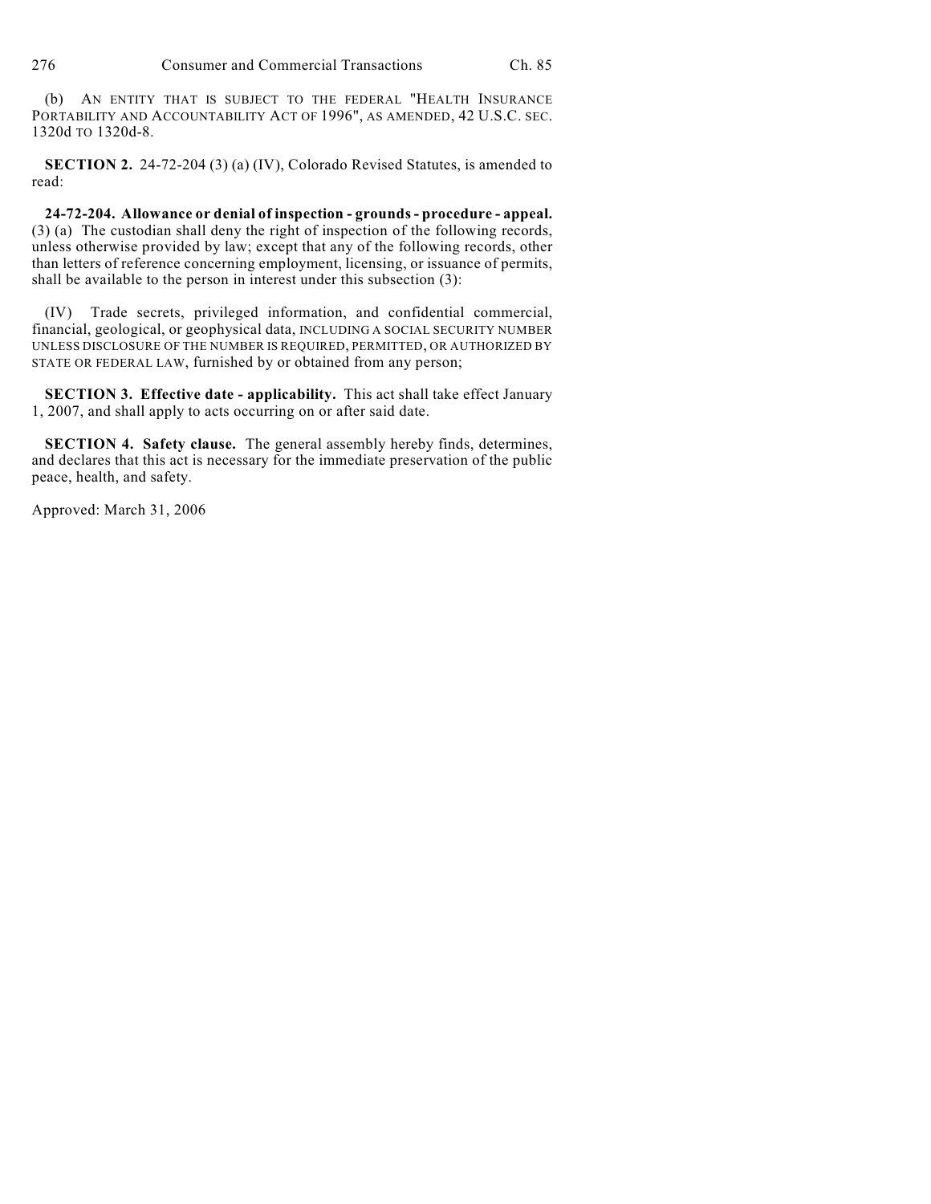(b) AN ENTITY THAT IS SUBJECT TO THE FEDERAL "HEALTH INSURANCE PORTABILITY AND ACCOUNTABILITY ACT OF 1996", AS AMENDED, 42 U.S.C. SEC. 1320d TO 1320d-8.

**SECTION 2.** 24-72-204 (3) (a) (IV), Colorado Revised Statutes, is amended to read:

**24-72-204. Allowance or denial of inspection - grounds - procedure - appeal.** (3) (a) The custodian shall deny the right of inspection of the following records, unless otherwise provided by law; except that any of the following records, other than letters of reference concerning employment, licensing, or issuance of permits, shall be available to the person in interest under this subsection (3):

(IV) Trade secrets, privileged information, and confidential commercial, financial, geological, or geophysical data, INCLUDING A SOCIAL SECURITY NUMBER UNLESS DISCLOSURE OF THE NUMBER IS REQUIRED, PERMITTED, OR AUTHORIZED BY STATE OR FEDERAL LAW, furnished by or obtained from any person;

**SECTION 3. Effective date - applicability.** This act shall take effect January 1, 2007, and shall apply to acts occurring on or after said date.

**SECTION 4. Safety clause.** The general assembly hereby finds, determines, and declares that this act is necessary for the immediate preservation of the public peace, health, and safety.

Approved: March 31, 2006